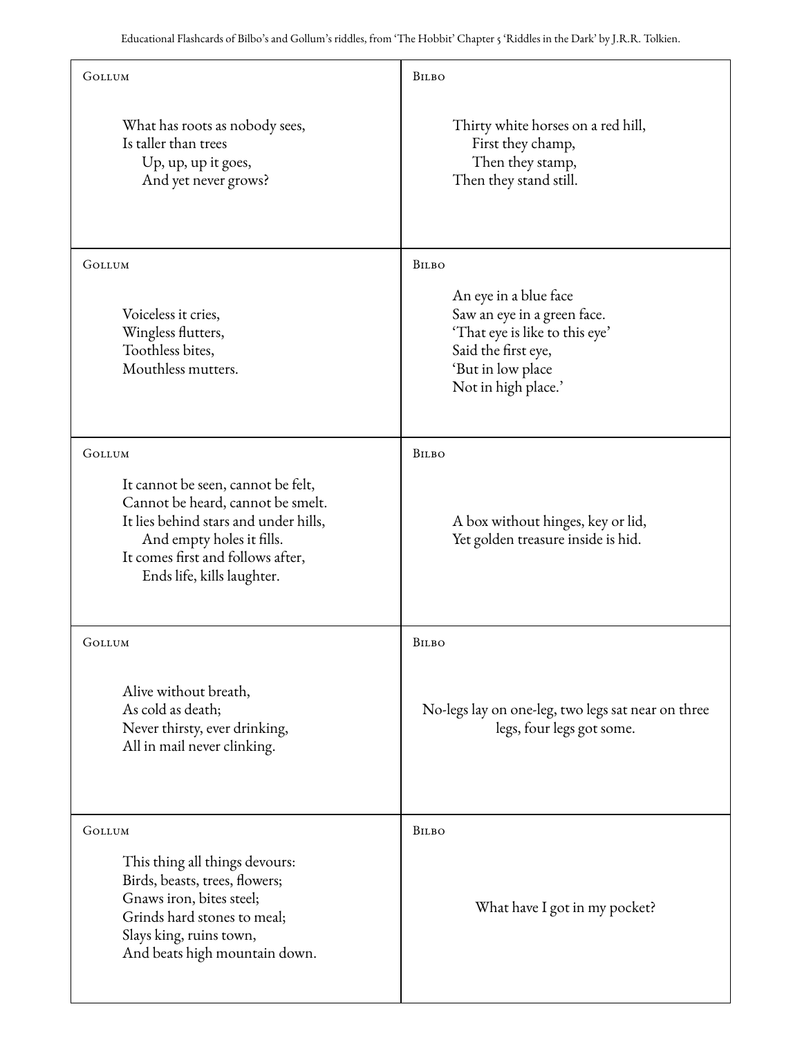Educational Flashcards of Bilbo's and Gollum's riddles, from 'The Hobbit' Chapter 5 'Riddles in the Dark' by J.R.R. Tolkien.

| Gollum | Bilbo |
| --- | --- |
| What has roots as nobody sees,<br>Is taller than trees<br>Up, up, up it goes,<br>And yet never grows? | Thirty white horses on a red hill,<br>First they champ,<br>Then they stamp,<br>Then they stand still. |
| **Gollum** | **Bilbo** |
| Voiceless it cries,<br>Wingless flutters,<br>Toothless bites,<br>Mouthless mutters. | An eye in a blue face<br>Saw an eye in a green face.<br>'That eye is like to this eye'<br>Said the first eye,<br>'But in low place<br>Not in high place.' |
| **Gollum** | **Bilbo** |
| It cannot be seen, cannot be felt,<br>Cannot be heard, cannot be smelt.<br>It lies behind stars and under hills,<br>And empty holes it fills.<br>It comes first and follows after,<br>Ends life, kills laughter. | A box without hinges, key or lid,<br>Yet golden treasure inside is hid. |
| **Gollum** | **Bilbo** |
| Alive without breath,<br>As cold as death;<br>Never thirsty, ever drinking,<br>All in mail never clinking. | No-legs lay on one-leg, two legs sat near on three legs, four legs got some. |
| **Gollum** | **Bilbo** |
| This thing all things devours:<br>Birds, beasts, trees, flowers;<br>Gnaws iron, bites steel;<br>Grinds hard stones to meal;<br>Slays king, ruins town,<br>And beats high mountain down. | What have I got in my pocket? |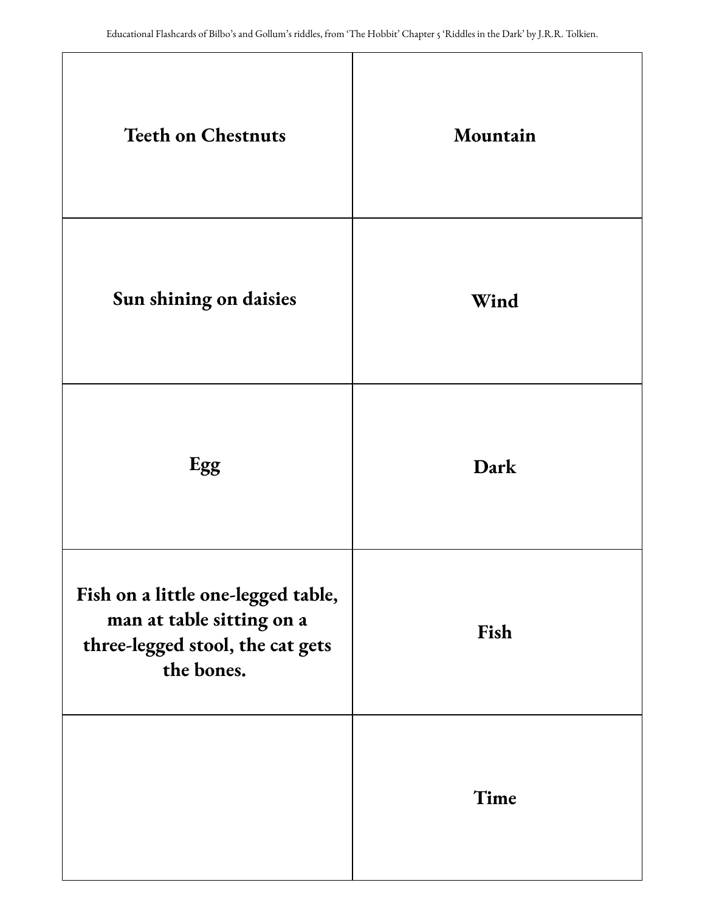| | |
|---|---|
| **Teeth on Chestnuts** | **Mountain** |
| **Sun shining on daisies** | **Wind** |
| **Egg** | **Dark** |
| **Fish on a little one-legged table, man at table sitting on a three-legged stool, the cat gets the bones.** | **Fish** |
| | **Time** |